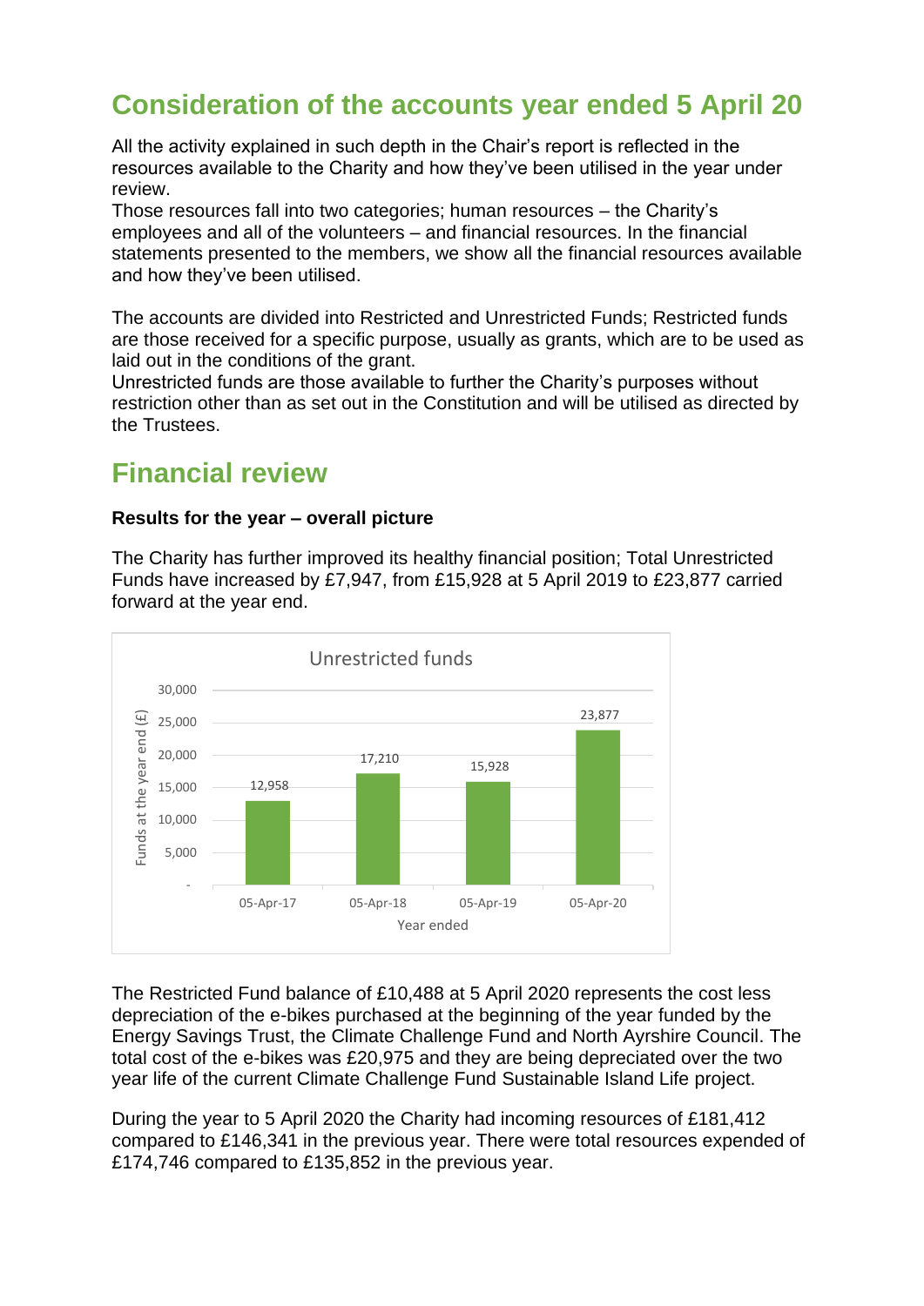# Consideration of the accounts year ended 5 April 20

All the activity explained in such depth in the Chair's report is reflected in the resources available to the Charity and how they've been utilised in the year under review.

Those resources fall into two categories; human resources – the Charity's employees and all of the volunteers – and financial resources. In the financial statements presented to the members, we show all the financial resources available and how they've been utilised.

The accounts are divided into Restricted and Unrestricted Funds; Restricted funds are those received for a specific purpose, usually as grants, which are to be used as laid out in the conditions of the grant.

Unrestricted funds are those available to further the Charity's purposes without restriction other than as set out in the Constitution and will be utilised as directed by the Trustees.

# Financial review

**Results for the year – overall picture**

The Charity has further improved its healthy financial position; Total Unrestricted Funds have increased by £7,947, from £15,928 at 5 April 2019 to £23,877 carried forward at the year end.

Unrestricted funds

| Year ended | Funds at the year end (£) |
|---|---|
| 05-Apr-17 | 12,958 |
| 05-Apr-18 | 17,210 |
| 05-Apr-19 | 15,928 |
| 05-Apr-20 | 23,877 |

The Restricted Fund balance of £10,488 at 5 April 2020 represents the cost less depreciation of the e-bikes purchased at the beginning of the year funded by the Energy Savings Trust, the Climate Challenge Fund and North Ayrshire Council. The total cost of the e-bikes was £20,975 and they are being depreciated over the two year life of the current Climate Challenge Fund Sustainable Island Life project.

During the year to 5 April 2020 the Charity had incoming resources of £181,412 compared to £146,341 in the previous year. There were total resources expended of £174,746 compared to £135,852 in the previous year.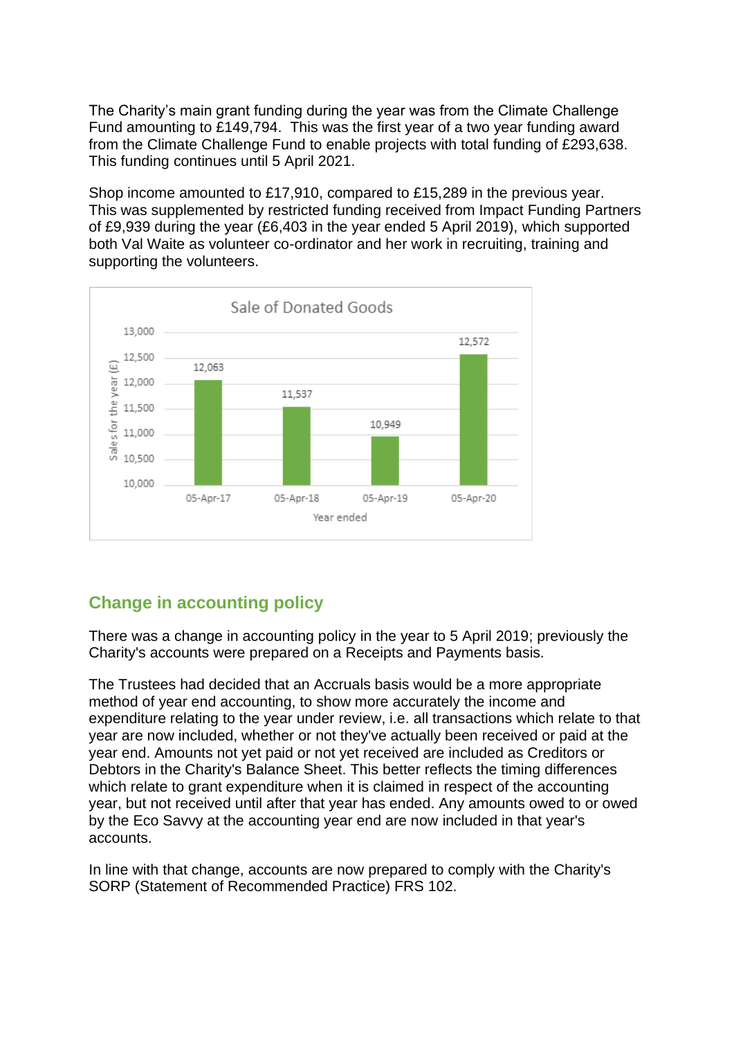The Charity's main grant funding during the year was from the Climate Challenge Fund amounting to £149,794. This was the first year of a two year funding award from the Climate Challenge Fund to enable projects with total funding of £293,638. This funding continues until 5 April 2021.

Shop income amounted to £17,910, compared to £15,289 in the previous year. This was supplemented by restricted funding received from Impact Funding Partners of £9,939 during the year (£6,403 in the year ended 5 April 2019), which supported both Val Waite as volunteer co-ordinator and her work in recruiting, training and supporting the volunteers.

Sale of Donated Goods

Sales for the year (£)

13,000
12,500
12,000
11,500
11,000
10,500
10,000

12,063
11,537
10,949
12,572

05-Apr-17
05-Apr-18
05-Apr-19
05-Apr-20

Year ended

## Change in accounting policy

There was a change in accounting policy in the year to 5 April 2019; previously the Charity's accounts were prepared on a Receipts and Payments basis.

The Trustees had decided that an Accruals basis would be a more appropriate method of year end accounting, to show more accurately the income and expenditure relating to the year under review, i.e. all transactions which relate to that year are now included, whether or not they've actually been received or paid at the year end. Amounts not yet paid or not yet received are included as Creditors or Debtors in the Charity's Balance Sheet. This better reflects the timing differences which relate to grant expenditure when it is claimed in respect of the accounting year, but not received until after that year has ended. Any amounts owed to or owed by the Eco Savvy at the accounting year end are now included in that year's accounts.

In line with that change, accounts are now prepared to comply with the Charity's SORP (Statement of Recommended Practice) FRS 102.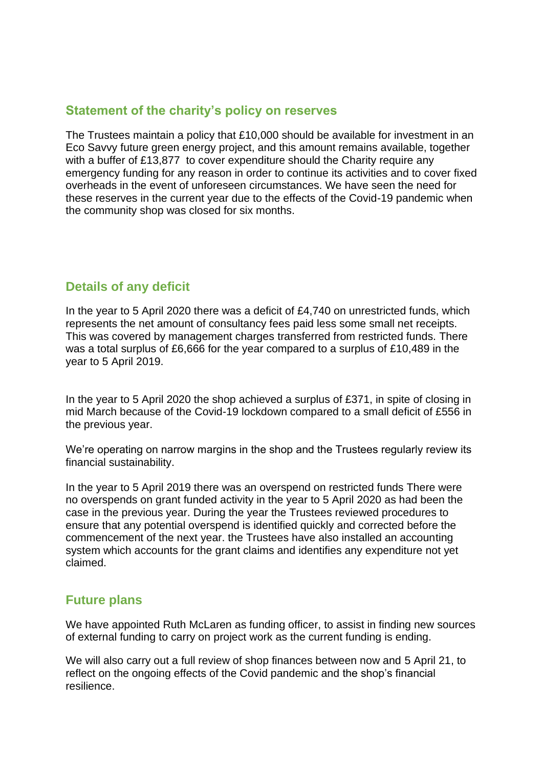## Statement of the charity's policy on reserves

The Trustees maintain a policy that £10,000 should be available for investment in an Eco Savvy future green energy project, and this amount remains available, together with a buffer of £13,877 to cover expenditure should the Charity require any emergency funding for any reason in order to continue its activities and to cover fixed overheads in the event of unforeseen circumstances. We have seen the need for these reserves in the current year due to the effects of the Covid-19 pandemic when the community shop was closed for six months.

## Details of any deficit

In the year to 5 April 2020 there was a deficit of £4,740 on unrestricted funds, which represents the net amount of consultancy fees paid less some small net receipts. This was covered by management charges transferred from restricted funds. There was a total surplus of £6,666 for the year compared to a surplus of £10,489 in the year to 5 April 2019.

In the year to 5 April 2020 the shop achieved a surplus of £371, in spite of closing in mid March because of the Covid-19 lockdown compared to a small deficit of £556 in the previous year.

We're operating on narrow margins in the shop and the Trustees regularly review its financial sustainability.

In the year to 5 April 2019 there was an overspend on restricted funds There were no overspends on grant funded activity in the year to 5 April 2020 as had been the case in the previous year. During the year the Trustees reviewed procedures to ensure that any potential overspend is identified quickly and corrected before the commencement of the next year. the Trustees have also installed an accounting system which accounts for the grant claims and identifies any expenditure not yet claimed.

## Future plans

We have appointed Ruth McLaren as funding officer, to assist in finding new sources of external funding to carry on project work as the current funding is ending.

We will also carry out a full review of shop finances between now and 5 April 21, to reflect on the ongoing effects of the Covid pandemic and the shop's financial resilience.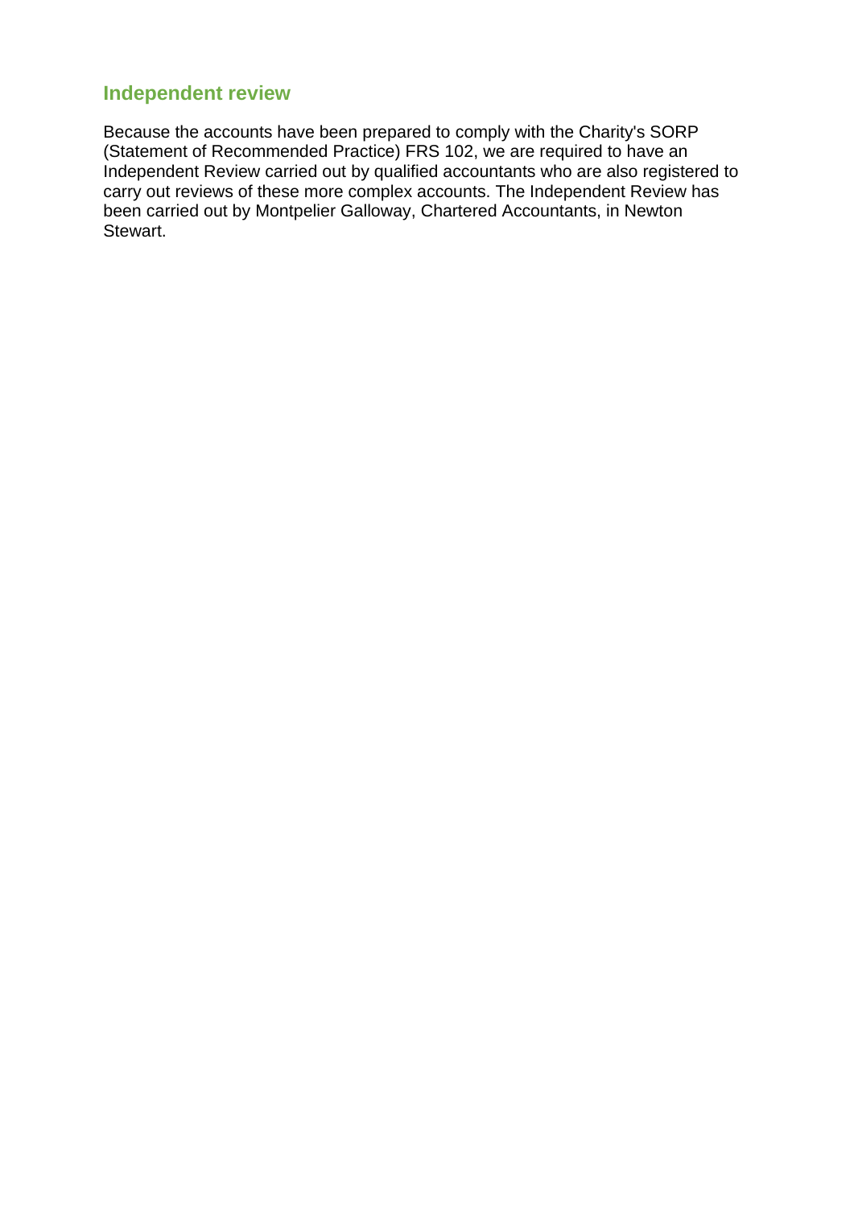## Independent review

Because the accounts have been prepared to comply with the Charity's SORP (Statement of Recommended Practice) FRS 102, we are required to have an Independent Review carried out by qualified accountants who are also registered to carry out reviews of these more complex accounts. The Independent Review has been carried out by Montpelier Galloway, Chartered Accountants, in Newton Stewart.